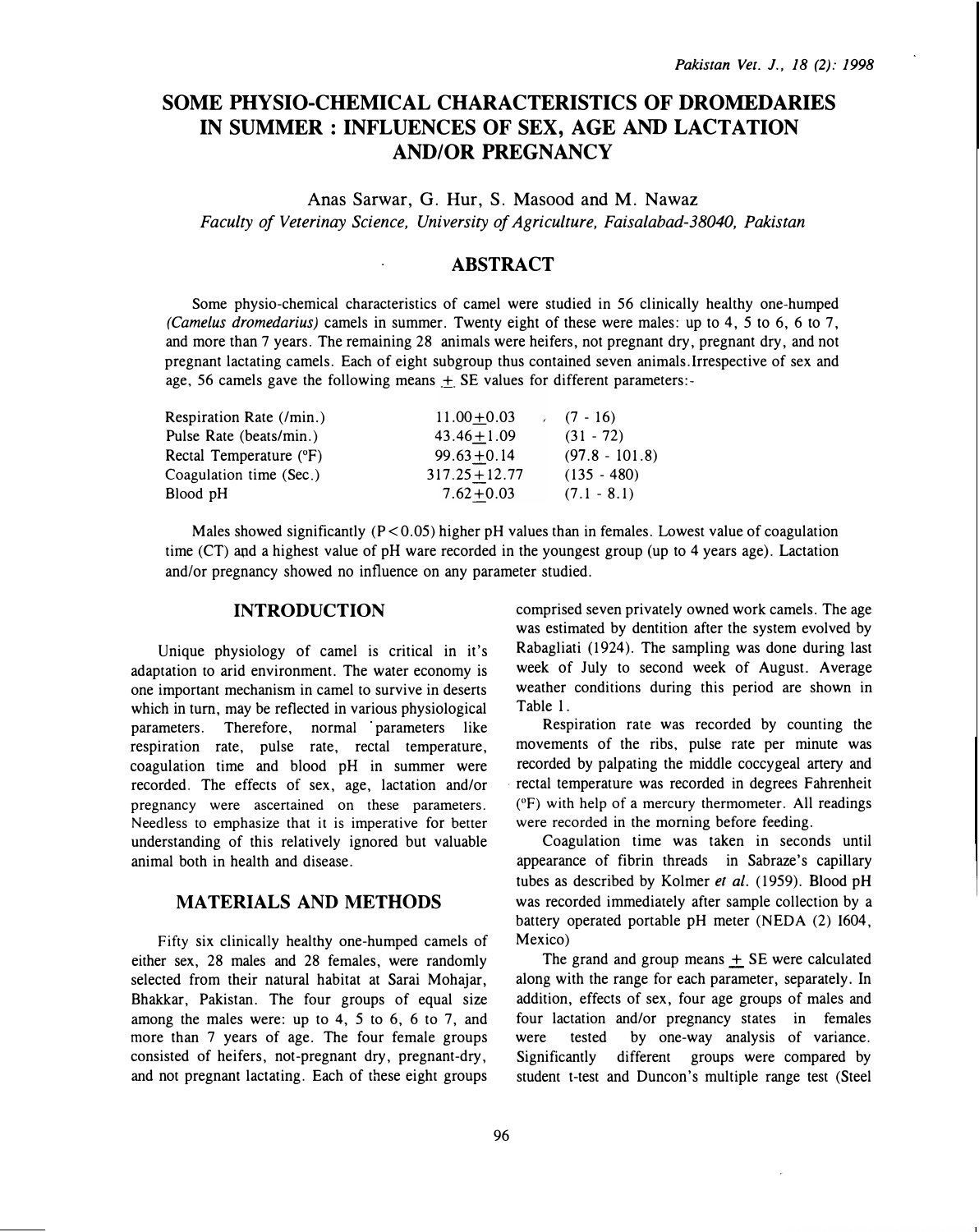# SOME PHYSIO-CHEMICAL CHARACTERISTICS OF DROMEDARIES IN SUMMER : INFLUENCES OF SEX, AGE AND LACTATION AND/OR PREGNANCY

Anas Sarwar, G. Hur, S. Masood and M. Nawaz

*Faculty of Veterinay Science, University of Agriculture, Faisalabad-38040, Pakistan*

## ABSTRACT

Some physio-chemical characteristics of camel were studied in 56 clinically healthy one-humped *(Camelus dromedarius)* camels in summer. Twenty eight of these were males: up to 4, 5 to 6, 6 to 7, and more than 7 years. The remaining 28 animals were heifers, not pregnant dry, pregnant dry, and not pregnant lactating camels. Each of eight subgroup thus contained seven animals. Irrespective of sex and age, 56 camels gave the following means $\pm$ SE values for different parameters:-

| | | |
|---|---|---|
| Respiration Rate (/min.) | $11.00 \pm 0.03$ | (7 - 16) |
| Pulse Rate (beats/min.) | $43.46 \pm 1.09$ | (31 - 72) |
| Rectal Temperature (°F) | $99.63 \pm 0.14$ | (97.8 - 101.8) |
| Coagulation time (Sec.) | $317.25 \pm 12.77$ | (135 - 480) |
| Blood pH | $7.62 \pm 0.03$ | (7.1 - 8.1) |

Males showed significantly ($P < 0.05$) higher pH values than in females. Lowest value of coagulation time (CT) and a highest value of pH ware recorded in the youngest group (up to 4 years age). Lactation and/or pregnancy showed no influence on any parameter studied.

## INTRODUCTION

Unique physiology of camel is critical in it's adaptation to arid environment. The water economy is one important mechanism in camel to survive in deserts which in turn, may be reflected in various physiological parameters. Therefore, normal parameters like respiration rate, pulse rate, rectal temperature, coagulation time and blood pH in summer were recorded. The effects of sex, age, lactation and/or pregnancy were ascertained on these parameters. Needless to emphasize that it is imperative for better understanding of this relatively ignored but valuable animal both in health and disease.

## MATERIALS AND METHODS

Fifty six clinically healthy one-humped camels of either sex, 28 males and 28 females, were randomly selected from their natural habitat at Sarai Mohajar, Bhakkar, Pakistan. The four groups of equal size among the males were: up to 4, 5 to 6, 6 to 7, and more than 7 years of age. The four female groups consisted of heifers, not-pregnant dry, pregnant-dry, and not pregnant lactating. Each of these eight groups comprised seven privately owned work camels. The age was estimated by dentition after the system evolved by Rabagliati (1924). The sampling was done during last week of July to second week of August. Average weather conditions during this period are shown in Table 1.

Respiration rate was recorded by counting the movements of the ribs, pulse rate per minute was recorded by palpating the middle coccygeal artery and rectal temperature was recorded in degrees Fahrenheit (°F) with help of a mercury thermometer. All readings were recorded in the morning before feeding.

Coagulation time was taken in seconds until appearance of fibrin threads in Sabraze's capillary tubes as described by Kolmer *et al.* (1959). Blood pH was recorded immediately after sample collection by a battery operated portable pH meter (NEDA (2) I604, Mexico)

The grand and group means $\pm$ SE were calculated along with the range for each parameter, separately. In addition, effects of sex, four age groups of males and four lactation and/or pregnancy states in females were tested by one-way analysis of variance. Significantly different groups were compared by student t-test and Duncon's multiple range test (Steel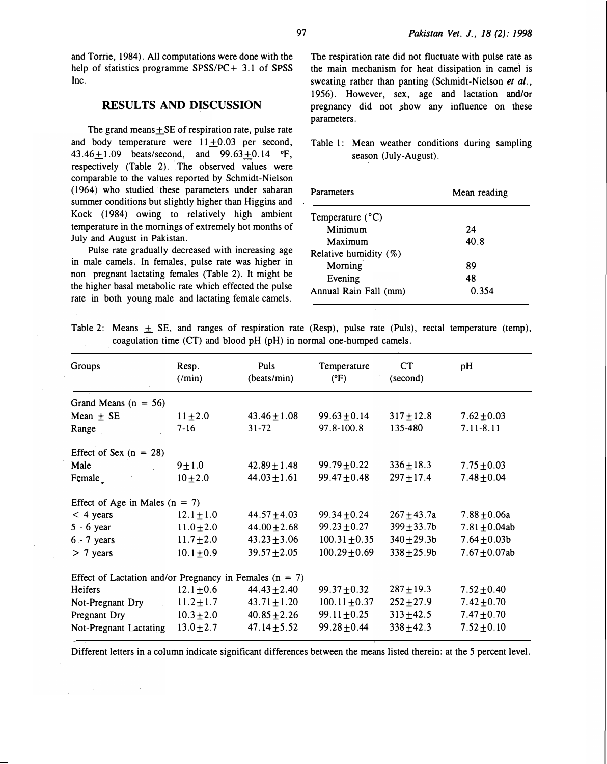and Torrie, 1984). All computations were done with the help of statistics programme SPSS/PC+ 3.1 of SPSS Inc.

## RESULTS AND DISCUSSION

The grand means±SE of respiration rate, pulse rate and body temperature were 11±0.03 per second, 43.46±1.09 beats/second, and 99.63±0.14 °F, respectively (Table 2). The observed values were comparable to the values reported by Schmidt-Nielson (1964) who studied these parameters under saharan summer conditions but slightly higher than Higgins and Kock (1984) owing to relatively high ambient temperature in the mornings of extremely hot months of July and August in Pakistan.

Pulse rate gradually decreased with increasing age in male camels. In females, pulse rate was higher in non pregnant lactating females (Table 2). It might be the higher basal metabolic rate which effected the pulse rate in both young male and lactating female camels. The respiration rate did not fluctuate with pulse rate as the main mechanism for heat dissipation in camel is sweating rather than panting (Schmidt-Nielson *et al.*, 1956). However, sex, age and lactation and/or pregnancy did not show any influence on these parameters.

Table 1: Mean weather conditions during sampling season (July-August).

| Parameters | Mean reading |
|---|---|
| Temperature (°C) | |
| Minimum | 24 |
| Maximum | 40.8 |
| Relative humidity (%) | |
| Morning | 89 |
| Evening | 48 |
| Annual Rain Fall (mm) | 0.354 |

Table 2: Means ± SE, and ranges of respiration rate (Resp), pulse rate (Puls), rectal temperature (temp), coagulation time (CT) and blood pH (pH) in normal one-humped camels.

| Groups | Resp. (/min) | Puls (beats/min) | Temperature (°F) | CT (second) | pH |
|---|---|---|---|---|---|
| Grand Means (n = 56) | | | | | |
| Mean ± SE | 11±2.0 | 43.46±1.08 | 99.63±0.14 | 317±12.8 | 7.62±0.03 |
| Range | 7-16 | 31-72 | 97.8-100.8 | 135-480 | 7.11-8.11 |
| Effect of Sex (n = 28) | | | | | |
| Male | 9±1.0 | 42.89±1.48 | 99.79±0.22 | 336±18.3 | 7.75±0.03 |
| Female | 10±2.0 | 44.03±1.61 | 99.47±0.48 | 297±17.4 | 7.48±0.04 |
| Effect of Age in Males (n = 7) | | | | | |
| < 4 years | 12.1±1.0 | 44.57±4.03 | 99.34±0.24 | 267±43.7a | 7.88±0.06a |
| 5 - 6 year | 11.0±2.0 | 44.00±2.68 | 99.23±0.27 | 399±33.7b | 7.81±0.04ab |
| 6 - 7 years | 11.7±2.0 | 43.23±3.06 | 100.31±0.35 | 340±29.3b | 7.64±0.03b |
| > 7 years | 10.1±0.9 | 39.57±2.05 | 100.29±0.69 | 338±25.9b | 7.67±0.07ab |
| Effect of Lactation and/or Pregnancy in Females (n = 7) | | | | | |
| Heifers | 12.1±0.6 | 44.43±2.40 | 99.37±0.32 | 287±19.3 | 7.52±0.40 |
| Not-Pregnant Dry | 11.2±1.7 | 43.71±1.20 | 100.11±0.37 | 252±27.9 | 7.42±0.70 |
| Pregnant Dry | 10.3±2.0 | 40.85±2.26 | 99.11±0.25 | 313±42.5 | 7.47±0.70 |
| Not-Pregnant Lactating | 13.0±2.7 | 47.14±5.52 | 99.28±0.44 | 338±42.3 | 7.52±0.10 |

Different letters in a column indicate significant differences between the means listed therein: at the 5 percent level.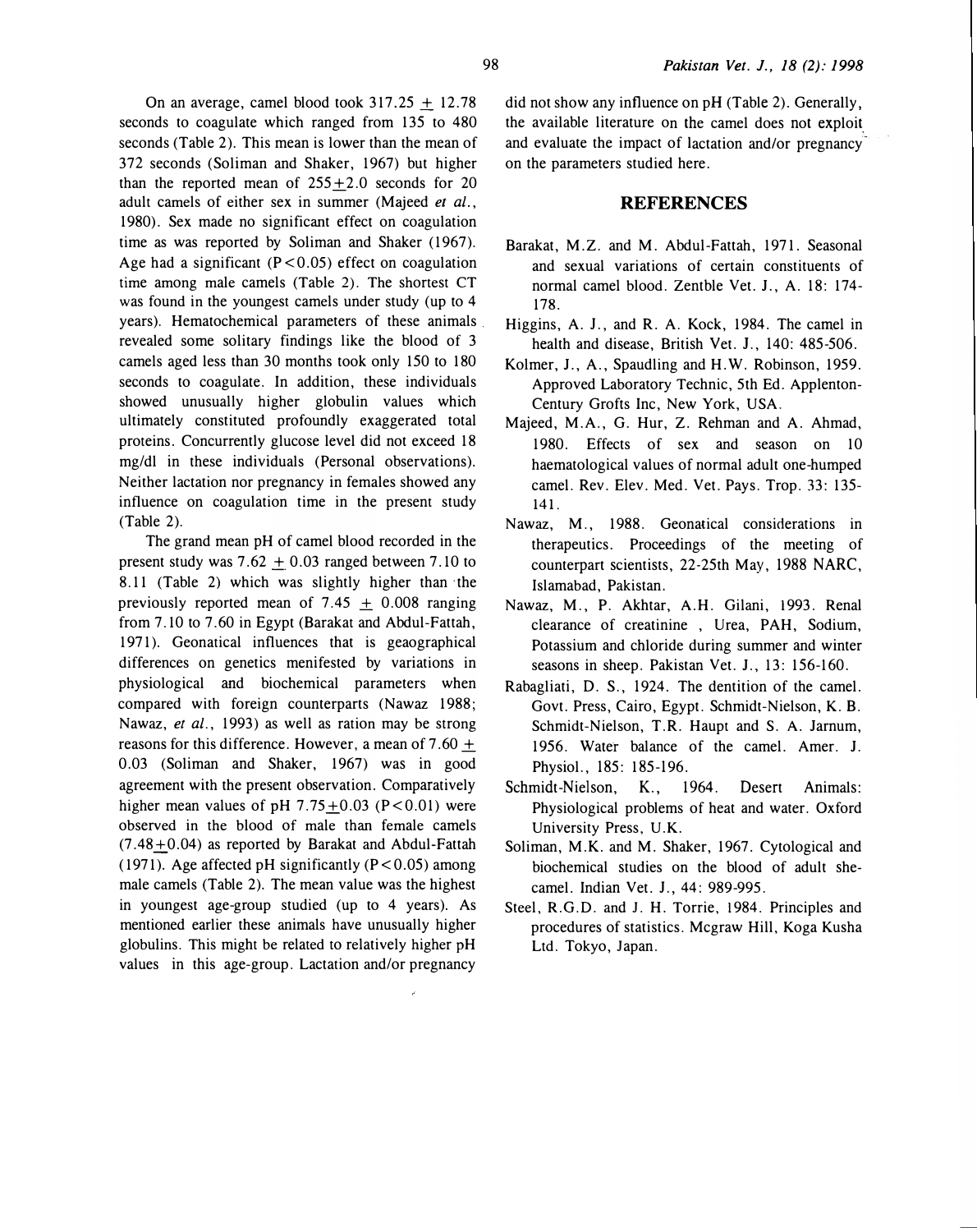On an average, camel blood took 317.25 $\pm$ 12.78 seconds to coagulate which ranged from 135 to 480 seconds (Table 2). This mean is lower than the mean of 372 seconds (Soliman and Shaker, 1967) but higher than the reported mean of 255$\pm$2.0 seconds for 20 adult camels of either sex in summer (Majeed *et al.*, 1980). Sex made no significant effect on coagulation time as was reported by Soliman and Shaker (1967). Age had a significant ($P<0.05$) effect on coagulation time among male camels (Table 2). The shortest CT was found in the youngest camels under study (up to 4 years). Hematochemical parameters of these animals revealed some solitary findings like the blood of 3 camels aged less than 30 months took only 150 to 180 seconds to coagulate. In addition, these individuals showed unusually higher globulin values which ultimately constituted profoundly exaggerated total proteins. Concurrently glucose level did not exceed 18 mg/dl in these individuals (Personal observations). Neither lactation nor pregnancy in females showed any influence on coagulation time in the present study (Table 2).

The grand mean pH of camel blood recorded in the present study was 7.62 $\pm$ 0.03 ranged between 7.10 to 8.11 (Table 2) which was slightly higher than the previously reported mean of 7.45 $\pm$ 0.008 ranging from 7.10 to 7.60 in Egypt (Barakat and Abdul-Fattah, 1971). Geonatical influences that is geaographical differences on genetics menifested by variations in physiological and biochemical parameters when compared with foreign counterparts (Nawaz 1988; Nawaz, *et al.*, 1993) as well as ration may be strong reasons for this difference. However, a mean of 7.60 $\pm$ 0.03 (Soliman and Shaker, 1967) was in good agreement with the present observation. Comparatively higher mean values of pH 7.75$\pm$0.03 ($P<0.01$) were observed in the blood of male than female camels (7.48$\pm$0.04) as reported by Barakat and Abdul-Fattah (1971). Age affected pH significantly ($P<0.05$) among male camels (Table 2). The mean value was the highest in youngest age-group studied (up to 4 years). As mentioned earlier these animals have unusually higher globulins. This might be related to relatively higher pH values in this age-group. Lactation and/or pregnancy did not show any influence on pH (Table 2). Generally, the available literature on the camel does not exploit and evaluate the impact of lactation and/or pregnancy on the parameters studied here.

## REFERENCES

Barakat, M.Z. and M. Abdul-Fattah, 1971. Seasonal and sexual variations of certain constituents of normal camel blood. Zentble Vet. J., A. 18: 174-178.

Higgins, A. J., and R. A. Kock, 1984. The camel in health and disease, British Vet. J., 140: 485-506.

Kolmer, J., A., Spaudling and H.W. Robinson, 1959. Approved Laboratory Technic, 5th Ed. Applenton-Century Grofts Inc, New York, USA.

Majeed, M.A., G. Hur, Z. Rehman and A. Ahmad, 1980. Effects of sex and season on 10 haematological values of normal adult one-humped camel. Rev. Elev. Med. Vet. Pays. Trop. 33: 135-141.

Nawaz, M., 1988. Geonatical considerations in therapeutics. Proceedings of the meeting of counterpart scientists, 22-25th May, 1988 NARC, Islamabad, Pakistan.

Nawaz, M., P. Akhtar, A.H. Gilani, 1993. Renal clearance of creatinine , Urea, PAH, Sodium, Potassium and chloride during summer and winter seasons in sheep. Pakistan Vet. J., 13: 156-160.

Rabagliati, D. S., 1924. The dentition of the camel. Govt. Press, Cairo, Egypt. Schmidt-Nielson, K. B. Schmidt-Nielson, T.R. Haupt and S. A. Jarnum, 1956. Water balance of the camel. Amer. J. Physiol., 185: 185-196.

Schmidt-Nielson, K., 1964. Desert Animals: Physiological problems of heat and water. Oxford University Press, U.K.

Soliman, M.K. and M. Shaker, 1967. Cytological and biochemical studies on the blood of adult she-camel. Indian Vet. J., 44: 989-995.

Steel, R.G.D. and J. H. Torrie, 1984. Principles and procedures of statistics. Mcgraw Hill, Koga Kusha Ltd. Tokyo, Japan.